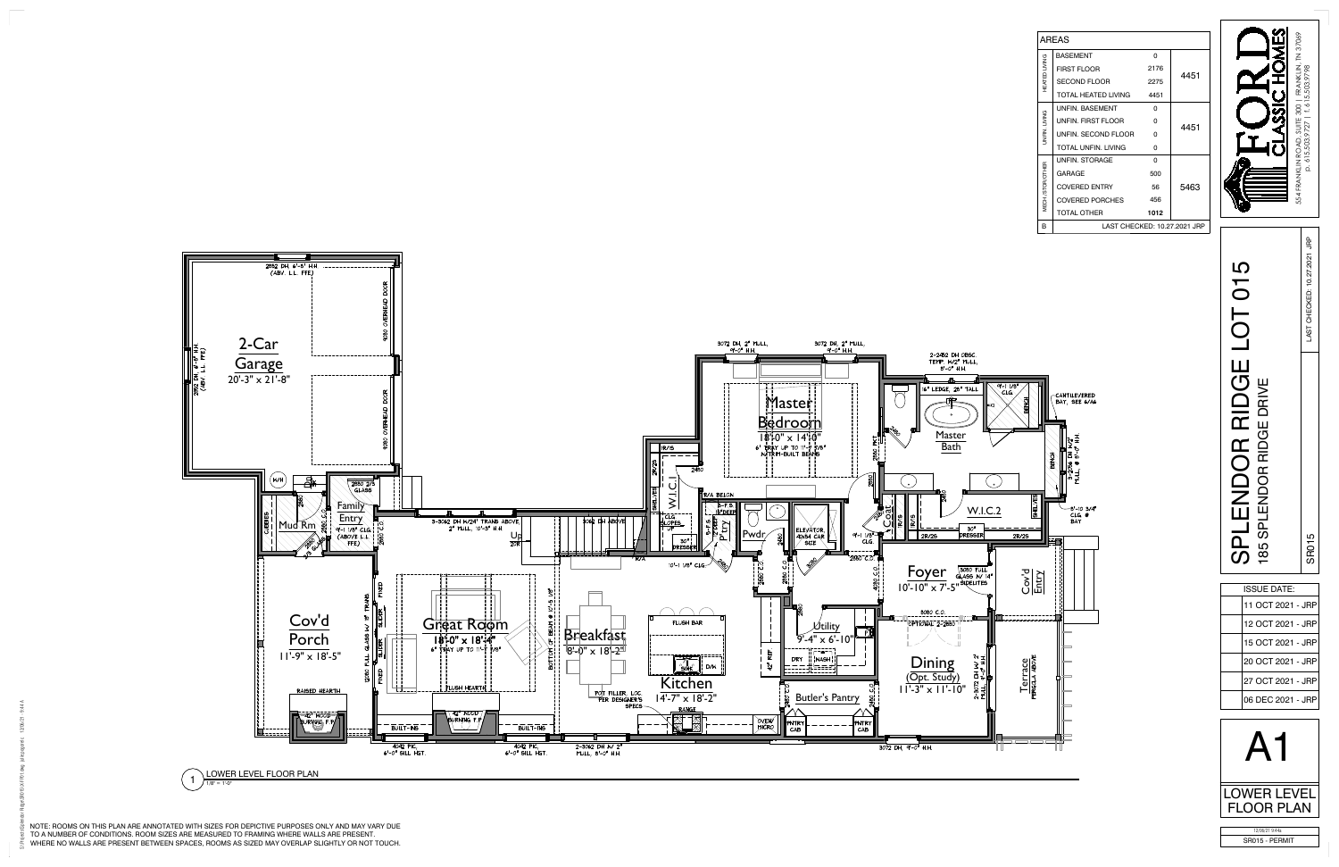## AREAS

| | | | |
|---|---|---|---|
| HEATED LIVING | BASEMENT | 0 | 4451 |
| | FIRST FLOOR | 2176 | |
| | SECOND FLOOR | 2275 | |
| | TOTAL HEATED LIVING | 4451 | |
| UNFIN. LIVING | UNFIN. BASEMENT | 0 | 4451 |
| | UNFIN. FIRST FLOOR | 0 | |
| | UNFIN. SECOND FLOOR | 0 | |
| | TOTAL UNFIN. LIVING | 0 | |
| ARCH./STOR./OTHER | UNFIN. STORAGE | 0 | 5463 |
| | GARAGE | 500 | |
| | COVERED ENTRY | 56 | |
| | COVERED PORCHES | 456 | |
| | TOTAL OTHER | 1012 | |
| B | LAST CHECKED: 10.27.2021 JRP | | |

**FORD CLASSIC HOMES**
554 FRANKLIN ROAD, SUITE 300 | FRANKLIN, TN 37069
p. 615.503.9727 | f. 615.503.9798

# SPLENDOR RIDGE LOT 015
185 SPLENDOR RIDGE DRIVE

LAST CHECKED: 10.27.2021 JRP

SR015

| ISSUE DATE: |
|---|
| 11 OCT 2021 - JRP |
| 12 OCT 2021 - JRP |
| 15 OCT 2021 - JRP |
| 20 OCT 2021 - JRP |
| 27 OCT 2021 - JRP |
| 06 DEC 2021 - JRP |

# A1
LOWER LEVEL FLOOR PLAN

12/06/21 9:44a
SR015 - PERMIT

2-Car Garage 20'-3" x 21'-8"
2852 DH, 6'-5" H.H. (ABV. L.L. FFE)
9080 OVERHEAD DOOR
9080 OVERHEAD DOOR
Mud Rm
CUBBIES
Family Entry 9'-1 1/8" CLG. (ABOVE L.L. FFE)
2880 2/5 GLASS
Cov'd Porch 11'-9" x 18'-5"
RAISED HEARTH
42" WOOD BURNING F.P.
Great Room 18'-0" x 18'-4" 6" TRAY UP TO 11'-1 7/8"
3-3062 DH W/24" TRANS ABOVE, 2" MULL, 10'-5" H.H.
3062 DH ABOVE
Up
FLUSH HEARTH
42" WOOD BURNING F.P.
BUILT-INS
BUILT-INS
4042 PIC, 6'-0" SILL HGT.
4042 PIC, 6'-0" SILL HGT.
Breakfast 18'-0" x 18'-2"
BOTTOM OF BEAM @ 10'-5 1/8"
FLUSH BAR
SINK
D/W
Kitchen 14'-7" x 18'-2"
POT FILLER, LOC. PER DESIGNER'S SPECS
RANGE
OVEN/MICRO
2-3062 DH W/ 2" MULL, 8'-0" H.H.
10'-1 1/8" CLG.
W.I.C.1
30" DRESSER
Pwdr
Pantry
ELEVATOR, 40x54 CAR SIZE
Master Bedroom 18'-0" x 14'-0" 6" TRAY UP TO 11'-2 5/8" W/TRIM-BUILT BEAMS
3072 DH, 2" MULL, 9'-0" H.H.
3072 DH, 2" MULL, 9'-0" H.H.
2-2452 DH OBSC. TEMP. W/2" MULL, 8'-0" H.H.
16" LEDGE, 28" TALL
9'-1 1/8" CLG.
Master Bath
BENCH
CANTILEVERED BAY, SEE 6/A6
3-2656 DH W/2" MULL @ 9'-0" H.H.
8'-10 3/4" CLG. @ BAY
W.I.C.2
30" DRESSER
Foyer 10'-10" x 7'-5"
3080 FULL GLASS W/ 14" SIDELITES
9'-1 1/8" CLG.
Cov'd Entry
Utility 9'-4" x 6'-10"
DRY
WASH
REF.
Butler's Pantry
PNTRY CAB
PNTRY CAB
Dining (Opt. Study) 11'-3" x 11'-10"
8080 C.O.
OPTIONAL 2-2880
2-3072 DH W/ 2" MULL, 9'-0" H.H.
Terrace PERGOLA ABOVE
3072 DH, 9'-0" H.H.

1 LOWER LEVEL FLOOR PLAN 1/8" = 1'-0"

NOTE: ROOMS ON THIS PLAN ARE ANNOTATED WITH SIZES FOR DEPICTIVE PURPOSES ONLY AND MAY VARY DUE TO A NUMBER OF CONDITIONS. ROOM SIZES ARE MEASURED TO FRAMING WHERE WALLS ARE PRESENT. WHERE NO WALLS ARE PRESENT BETWEEN SPACES, ROOMS AS SIZED MAY OVERLAP SLIGHTLY OR NOT TOUCH.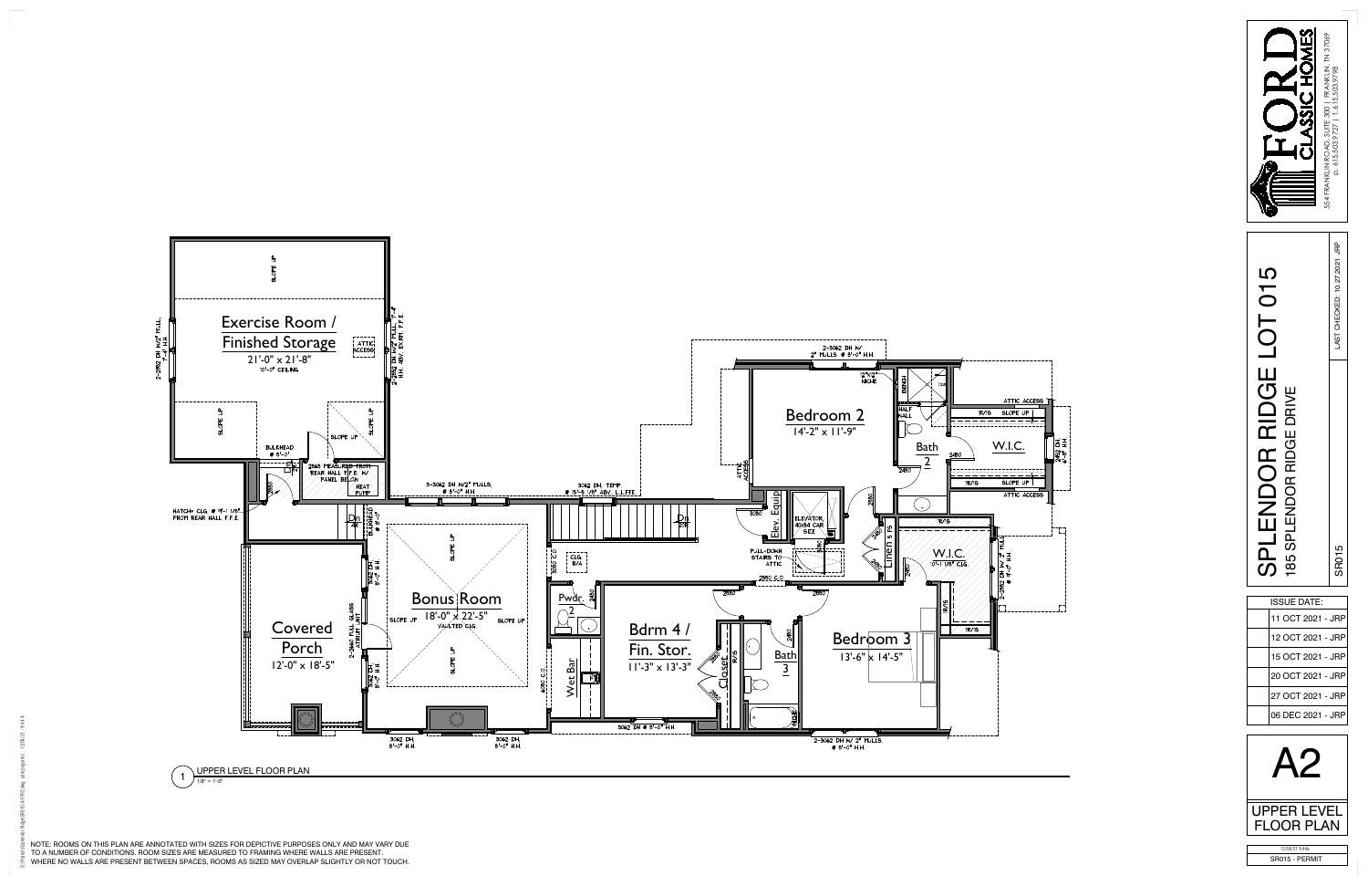# Exercise Room / Finished Storage
21'-0" x 21'-8"
10'-0" CEILING

SLOPE UP

ATTIC ACCESS

2-2862 DH W/2" MULL, 7'-4" H.H.

2-2862 DH W/2" MULL, 7'-4" H.H. ABV. EX.RM. F.F.E.

BULKHEAD @ 8'-0"

2868 MEASURED FROM REAR HALL F.F.E. W/ PANEL BELOW

HEAT PUMP

HATCH- CLG. @ 9'-1 1/8" FROM REAR HALL F.F.E.

3-3062 DH W/2" MULLS, @ 8'-0" H.H.

3062 DH, TEMP. @ 15'-8 1/8" ABV. L.L.F.F.E.

Dn 4R

Dn 20R

# Covered Porch
12'-0" x 18'-5"

2-2460 FULL GLASS ATRIUM UNIT

3062 DH, 8'-0" H.H.

# Bonus Room
18'-0" x 22'-5"
VAULTED CLG.

SLOPE UP

3062 DH, 8'-0" H.H.

CLG. R/4

Pwdr. 2

Wet Bar

# Bdrm 4 / Fin. Stor.
11'-3" x 13'-3"

Closet

3062 DH @ 8'-0" H.H.

# Bath 3

# Bedroom 3
13'-6" x 14'-5"

2-3062 DH W/ 2" MULLS, @ 8'-0" H.H.

W.I.C.
10'-1 1/8" CLG.

2-2862 DH W/ 2" MULL @ 8'-0" H.H.

Linen 5 FS

Elev. Equip.

ELEVATOR 40x54 CAR SIZE

PULL-DOWN STAIRS TO ATTIC

2860 C.O.

ATTIC ACCESS

# Bedroom 2
14'-2" x 11'-9"

2-3062 DH W/ 2" MULLS, @ 8'-0" H.H.

12"x12" NICHE

BENCH

HALF WALL

# Bath 2

# W.I.C.

ATTIC ACCESS

SLOPE UP

2462 DH 6'-8" H.H.

1 UPPER LEVEL FLOOR PLAN
1/8" = 1'-0"

NOTE: ROOMS ON THIS PLAN ARE ANNOTATED WITH SIZES FOR DEPICTIVE PURPOSES ONLY AND MAY VARY DUE TO A NUMBER OF CONDITIONS. ROOM SIZES ARE MEASURED TO FRAMING WHERE WALLS ARE PRESENT. WHERE NO WALLS ARE PRESENT BETWEEN SPACES, ROOMS AS SIZED MAY OVERLAP SLIGHTLY OR NOT TOUCH.

FORD CLASSIC HOMES
554 FRANKLIN ROAD, SUITE 300 | FRANKLIN, TN 37069
p. 615.503.9727 | f. 615.503.9798

# SPLENDOR RIDGE LOT 015
185 SPLENDOR RIDGE DRIVE

SR015

LAST CHECKED: 10.27.2021 JRP

| ISSUE DATE: |
|---|
| 11 OCT 2021 - JRP |
| 12 OCT 2021 - JRP |
| 15 OCT 2021 - JRP |
| 20 OCT 2021 - JRP |
| 27 OCT 2021 - JRP |
| 06 DEC 2021 - JRP |

# A2
UPPER LEVEL FLOOR PLAN

12/06/21 9:44a
SR015 - PERMIT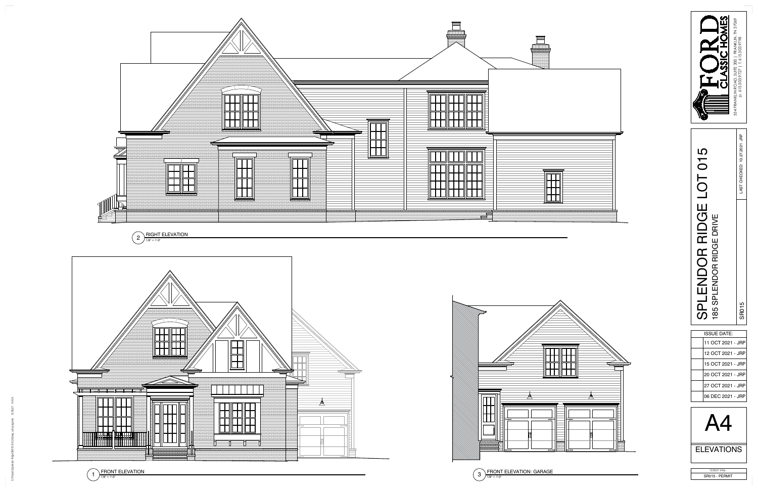2 RIGHT ELEVATION
1/8" = 1'-0"

1 FRONT ELEVATION
1/8" = 1'-0"

3 FRONT ELEVATION: GARAGE
1/8" = 1'-0"

# FORD CLASSIC HOMES

554 FRANKLIN ROAD, SUITE 300 | FRANKLIN, TN 37069
p. 615.503.9727 | f. 615.503.9798

## SPLENDOR RIDGE LOT 015

185 SPLENDOR RIDGE DRIVE

LAST CHECKED: 10.27.2021 JRP

SR015

| ISSUE DATE: |
| --- |
| 11 OCT 2021 - JRP |
| 12 OCT 2021 - JRP |
| 15 OCT 2021 - JRP |
| 20 OCT 2021 - JRP |
| 27 OCT 2021 - JRP |
| 06 DEC 2021 - JRP |

# A4

ELEVATIONS

12/06/21 9:45a

SR015 - PERMIT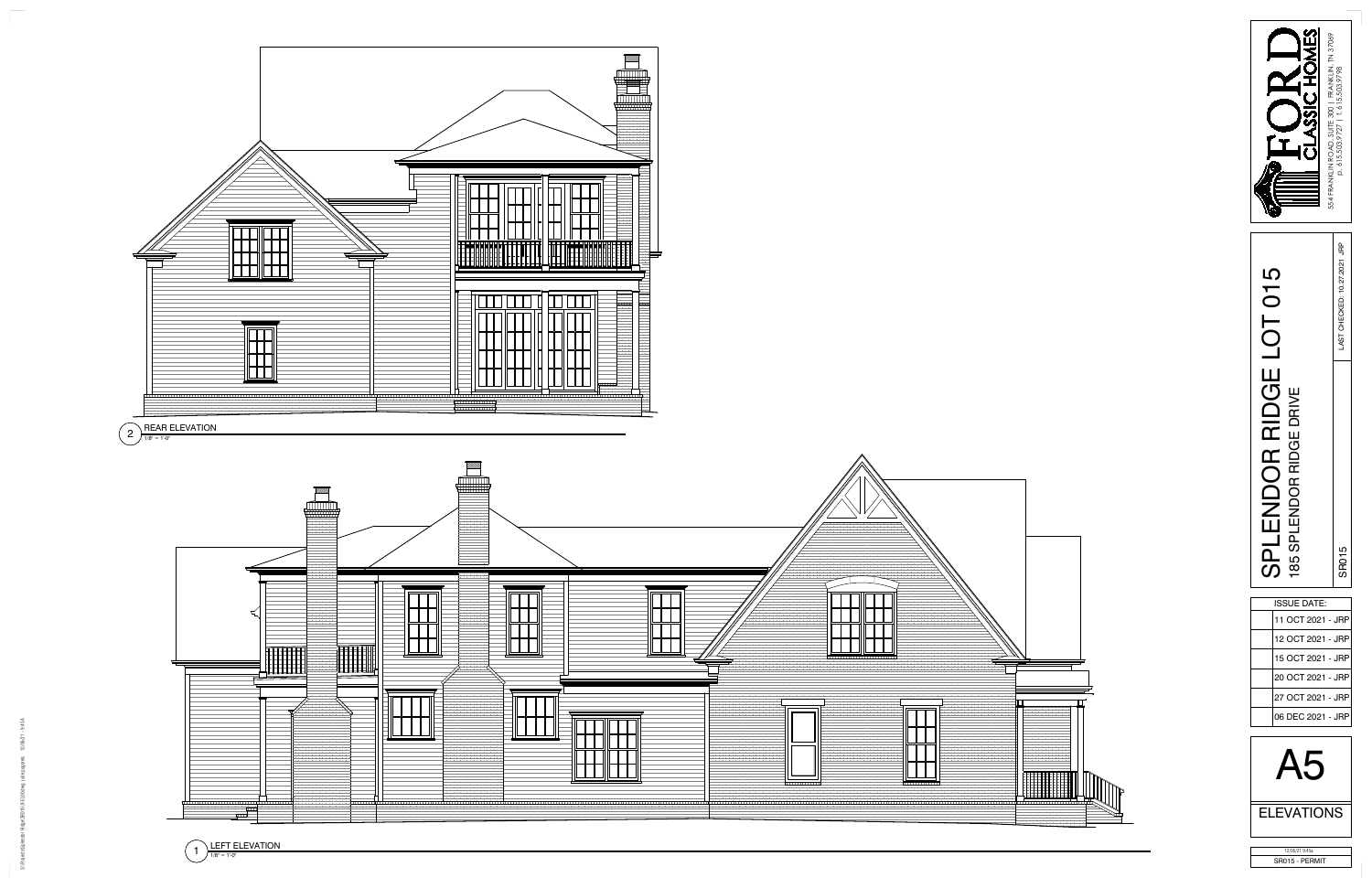2 REAR ELEVATION
1/8" = 1'-0"

1 LEFT ELEVATION
1/8" = 1'-0"

FORD CLASSIC HOMES

554 FRANKLIN ROAD, SUITE 300 | FRANKLIN, TN 37069
p. 615.503.9727 | f. 615.503.9798

# SPLENDOR RIDGE LOT 015

185 SPLENDOR RIDGE DRIVE

SR015

LAST CHECKED: 10.27.2021 JRP

| ISSUE DATE: | |
|---|---|
| | 11 OCT 2021 - JRP |
| | 12 OCT 2021 - JRP |
| | 15 OCT 2021 - JRP |
| | 20 OCT 2021 - JRP |
| | 27 OCT 2021 - JRP |
| | 06 DEC 2021 - JRP |

# A5

ELEVATIONS

12/06/21 9:45a

SR015 - PERMIT